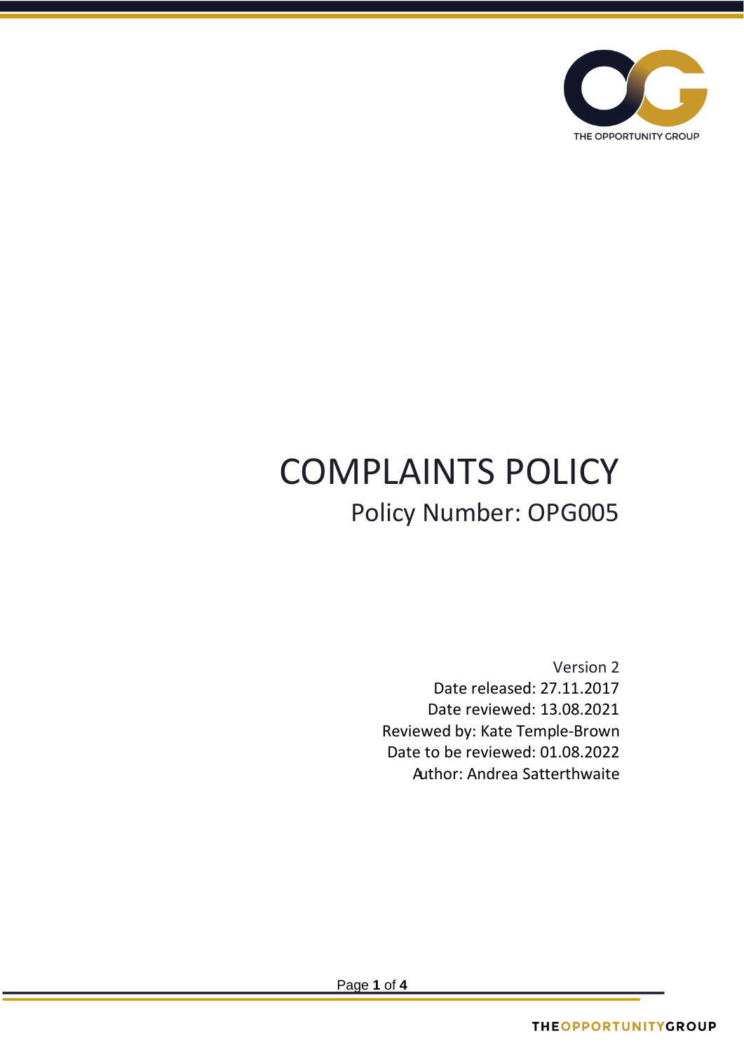# COMPLAINTS POLICY

## Policy Number: OPG005

Version 2
Date released: 27.11.2017
Date reviewed: 13.08.2021
Reviewed by: Kate Temple-Brown
Date to be reviewed: 01.08.2022
Author: Andrea Satterthwaite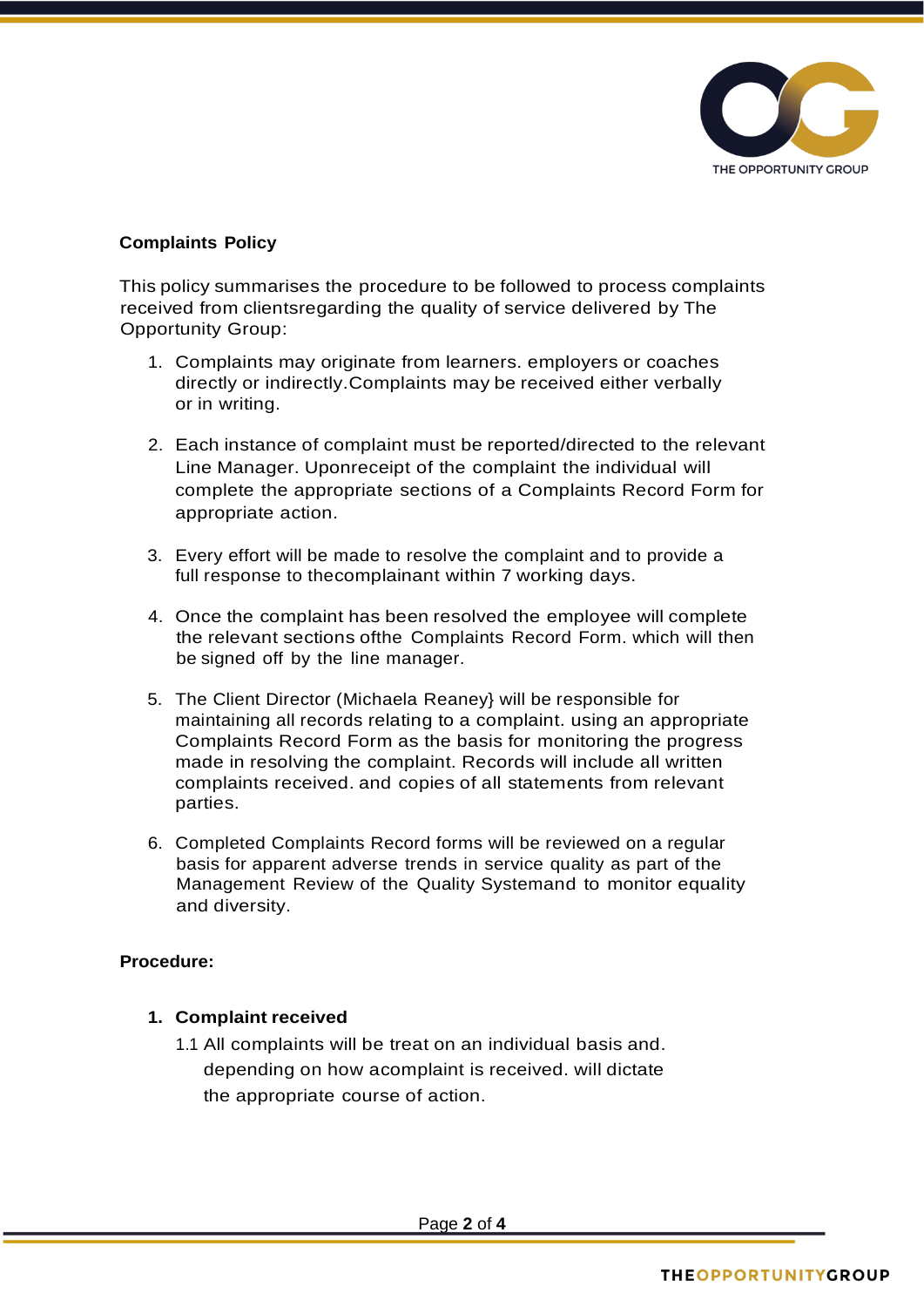**Complaints Policy**

This policy summarises the procedure to be followed to process complaints received from clientsregarding the quality of service delivered by The Opportunity Group:

1. Complaints may originate from learners. employers or coaches directly or indirectly.Complaints may be received either verbally or in writing.

2. Each instance of complaint must be reported/directed to the relevant Line Manager. Uponreceipt of the complaint the individual will complete the appropriate sections of a Complaints Record Form for appropriate action.

3. Every effort will be made to resolve the complaint and to provide a full response to thecomplainant within 7 working days.

4. Once the complaint has been resolved the employee will complete the relevant sections ofthe Complaints Record Form. which will then be signed off by the line manager.

5. The Client Director (Michaela Reaney} will be responsible for maintaining all records relating to a complaint. using an appropriate Complaints Record Form as the basis for monitoring the progress made in resolving the complaint. Records will include all written complaints received. and copies of all statements from relevant parties.

6. Completed Complaints Record forms will be reviewed on a regular basis for apparent adverse trends in service quality as part of the Management Review of the Quality Systemand to monitor equality and diversity.

**Procedure:**

1. **Complaint received**

   1.1 All complaints will be treat on an individual basis and. depending on how acomplaint is received. will dictate the appropriate course of action.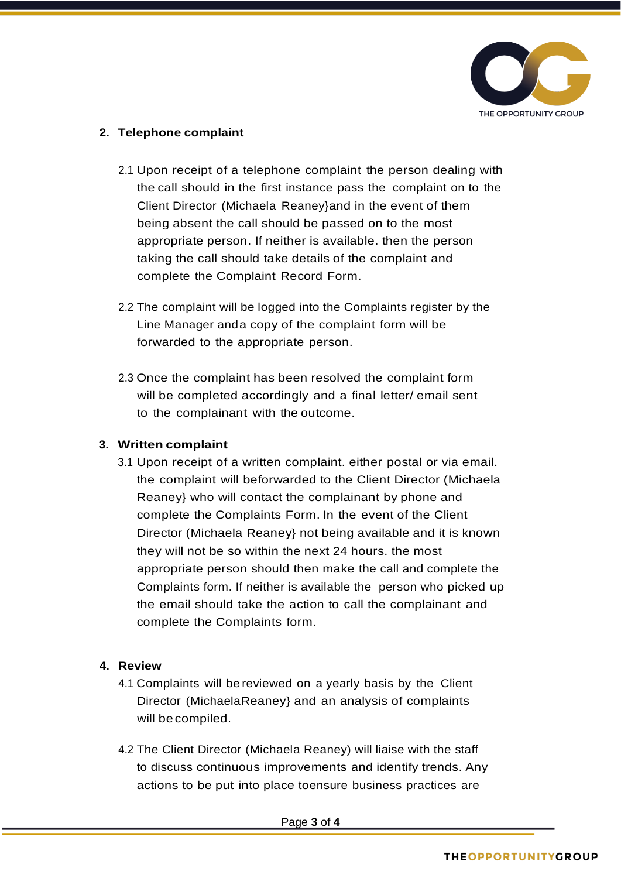## 2. Telephone complaint

2.1 Upon receipt of a telephone complaint the person dealing with the call should in the first instance pass the complaint on to the Client Director (Michaela Reaney}and in the event of them being absent the call should be passed on to the most appropriate person. If neither is available. then the person taking the call should take details of the complaint and complete the Complaint Record Form.

2.2 The complaint will be logged into the Complaints register by the Line Manager anda copy of the complaint form will be forwarded to the appropriate person.

2.3 Once the complaint has been resolved the complaint form will be completed accordingly and a final letter/ email sent to the complainant with the outcome.

## 3. Written complaint

3.1 Upon receipt of a written complaint. either postal or via email. the complaint will beforwarded to the Client Director (Michaela Reaney} who will contact the complainant by phone and complete the Complaints Form. In the event of the Client Director (Michaela Reaney} not being available and it is known they will not be so within the next 24 hours. the most appropriate person should then make the call and complete the Complaints form. If neither is available the person who picked up the email should take the action to call the complainant and complete the Complaints form.

## 4. Review

4.1 Complaints will be reviewed on a yearly basis by the Client Director (MichaelaReaney} and an analysis of complaints will be compiled.

4.2 The Client Director (Michaela Reaney) will liaise with the staff to discuss continuous improvements and identify trends. Any actions to be put into place toensure business practices are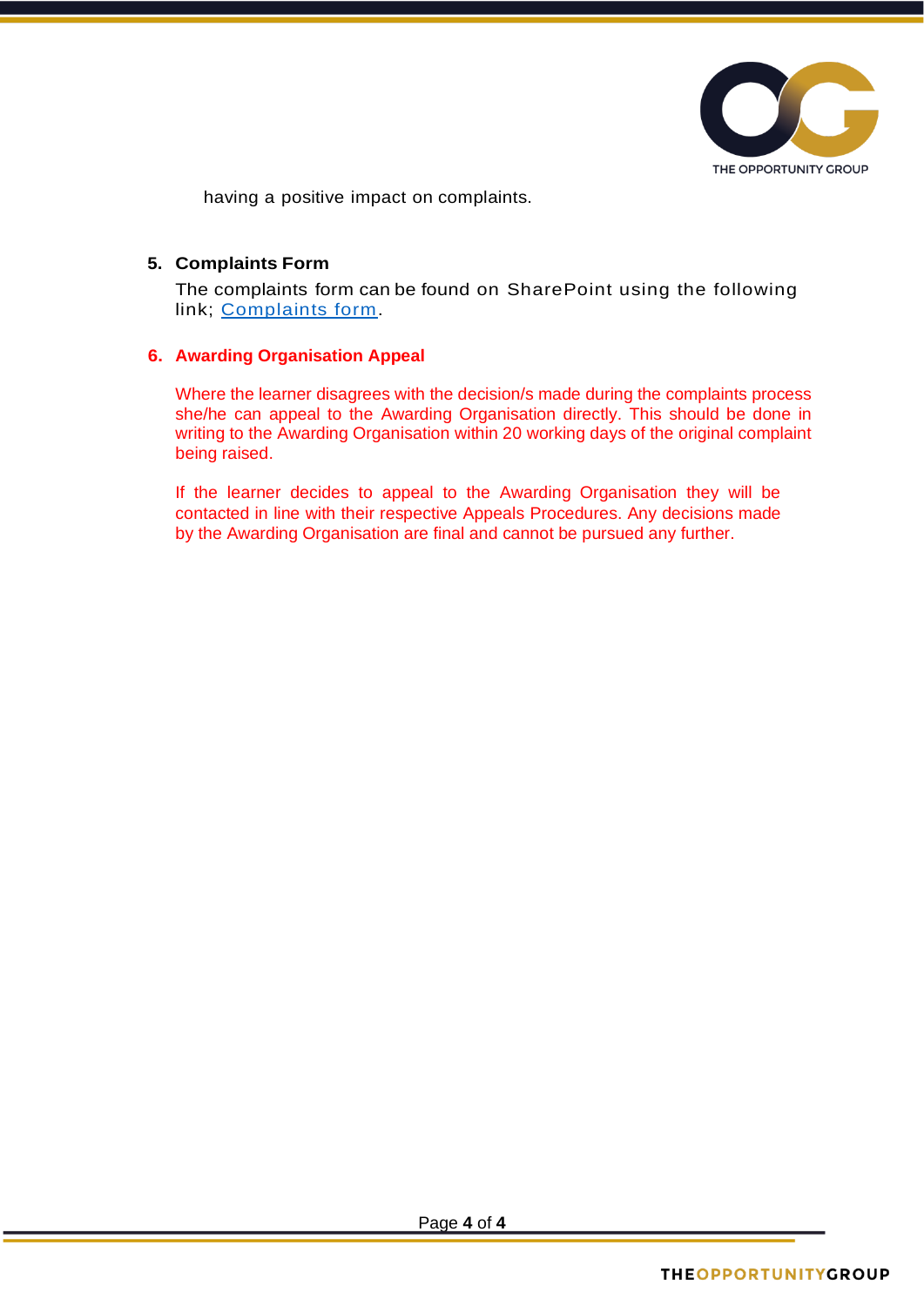having a positive impact on complaints.

## 5. Complaints Form

The complaints form can be found on SharePoint using the following link; Complaints form.

## 6. Awarding Organisation Appeal

Where the learner disagrees with the decision/s made during the complaints process she/he can appeal to the Awarding Organisation directly. This should be done in writing to the Awarding Organisation within 20 working days of the original complaint being raised.

If the learner decides to appeal to the Awarding Organisation they will be contacted in line with their respective Appeals Procedures. Any decisions made by the Awarding Organisation are final and cannot be pursued any further.